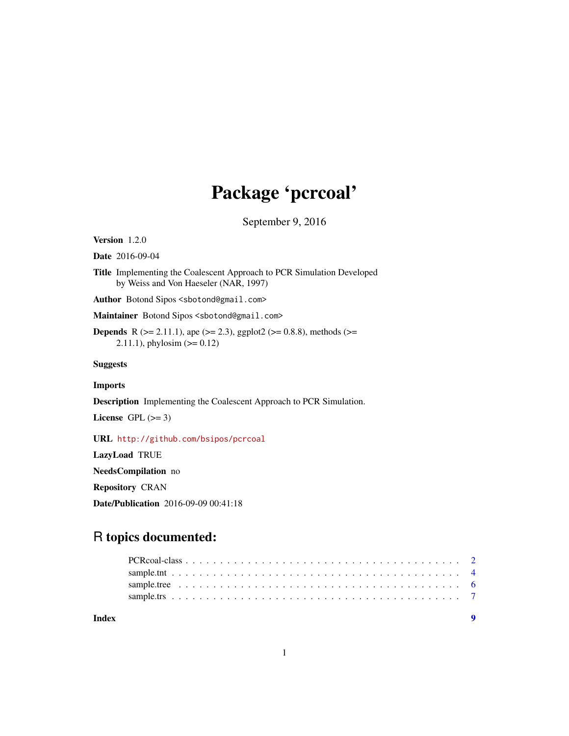# Package 'pcrcoal'

September 9, 2016

**Version** 1.2.0

**Date** 2016-09-04

**Title** Implementing the Coalescent Approach to PCR Simulation Developed by Weiss and Von Haeseler (NAR, 1997)

**Author** Botond Sipos <sbotond@gmail.com>

**Maintainer** Botond Sipos <sbotond@gmail.com>

**Depends** R (>= 2.11.1), ape (>= 2.3), ggplot2 (>= 0.8.8), methods (>= 2.11.1), phylosim (>= 0.12)

**Suggests**

**Imports**

**Description** Implementing the Coalescent Approach to PCR Simulation.

**License** GPL (>= 3)

**URL** http://github.com/bsipos/pcrcoal

**LazyLoad** TRUE

**NeedsCompilation** no

**Repository** CRAN

**Date/Publication** 2016-09-09 00:41:18

## R topics documented:

- PCRcoal-class . . . . . . . . . . . . . . . . . . . . . . . . . . . . . . . . . . . . . . . . 2
- sample.tnt . . . . . . . . . . . . . . . . . . . . . . . . . . . . . . . . . . . . . . . . . . . 4
- sample.tree . . . . . . . . . . . . . . . . . . . . . . . . . . . . . . . . . . . . . . . . . . 6
- sample.trs . . . . . . . . . . . . . . . . . . . . . . . . . . . . . . . . . . . . . . . . . . . 7

**Index** 9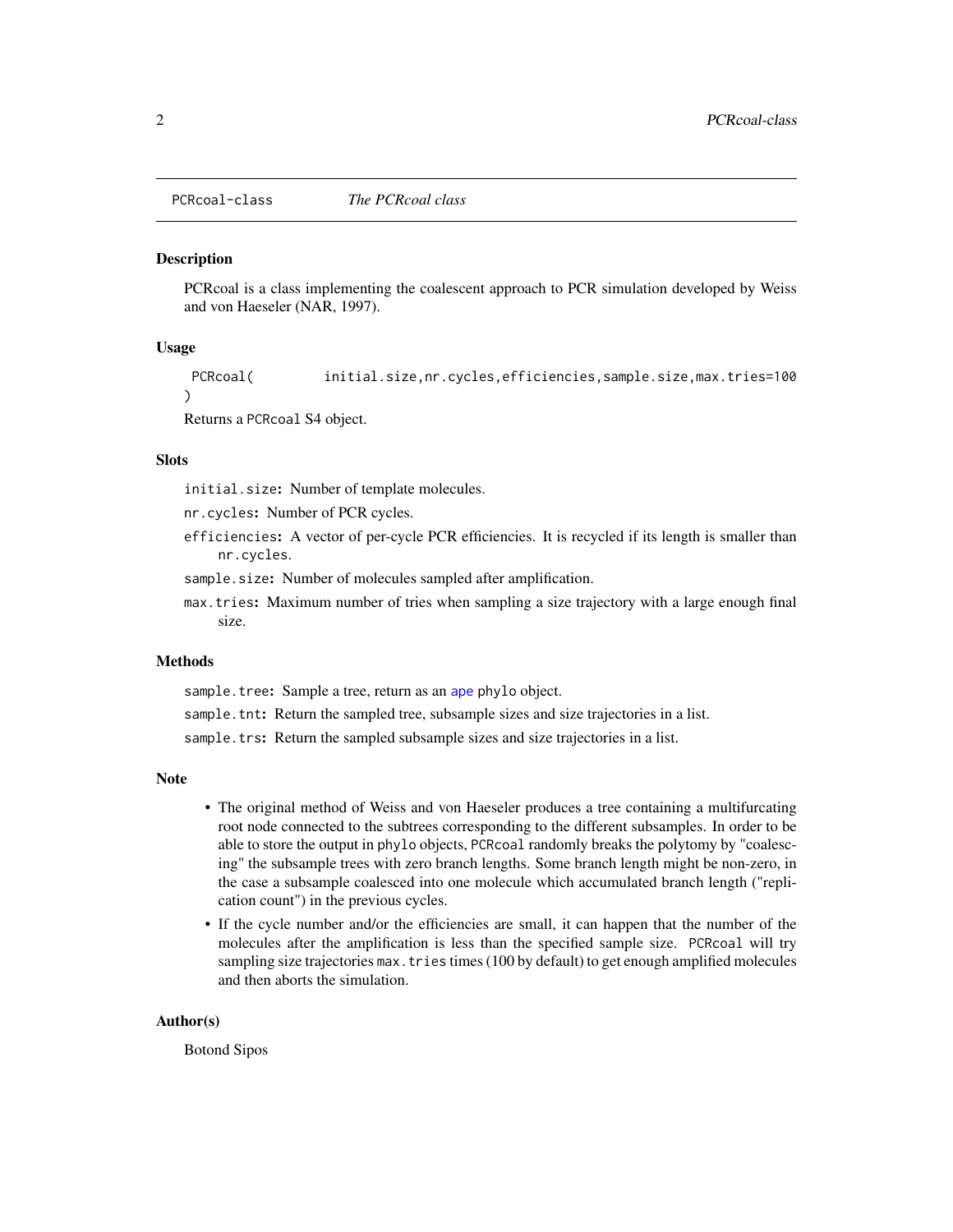PCRcoal-class *The PCRcoal class*

## Description

PCRcoal is a class implementing the coalescent approach to PCR simulation developed by Weiss and von Haeseler (NAR, 1997).

## Usage

```
PCRcoal(        initial.size,nr.cycles,efficiencies,sample.size,max.tries=100
)
```

Returns a `PCRcoal` S4 object.

## Slots

`initial.size`**:** Number of template molecules.

`nr.cycles`**:** Number of PCR cycles.

`efficiencies`**:** A vector of per-cycle PCR efficiencies. It is recycled if its length is smaller than `nr.cycles`.

`sample.size`**:** Number of molecules sampled after amplification.

`max.tries`**:** Maximum number of tries when sampling a size trajectory with a large enough final size.

## Methods

`sample.tree`**:** Sample a tree, return as an `ape` `phylo` object.

`sample.tnt`**:** Return the sampled tree, subsample sizes and size trajectories in a list.

`sample.trs`**:** Return the sampled subsample sizes and size trajectories in a list.

## Note

- The original method of Weiss and von Haeseler produces a tree containing a multifurcating root node connected to the subtrees corresponding to the different subsamples. In order to be able to store the output in `phylo` objects, `PCRcoal` randomly breaks the polytomy by "coalescing" the subsample trees with zero branch lengths. Some branch length might be non-zero, in the case a subsample coalesced into one molecule which accumulated branch length ("replication count") in the previous cycles.
- If the cycle number and/or the efficiencies are small, it can happen that the number of the molecules after the amplification is less than the specified sample size. `PCRcoal` will try sampling size trajectories `max.tries` times (100 by default) to get enough amplified molecules and then aborts the simulation.

## Author(s)

Botond Sipos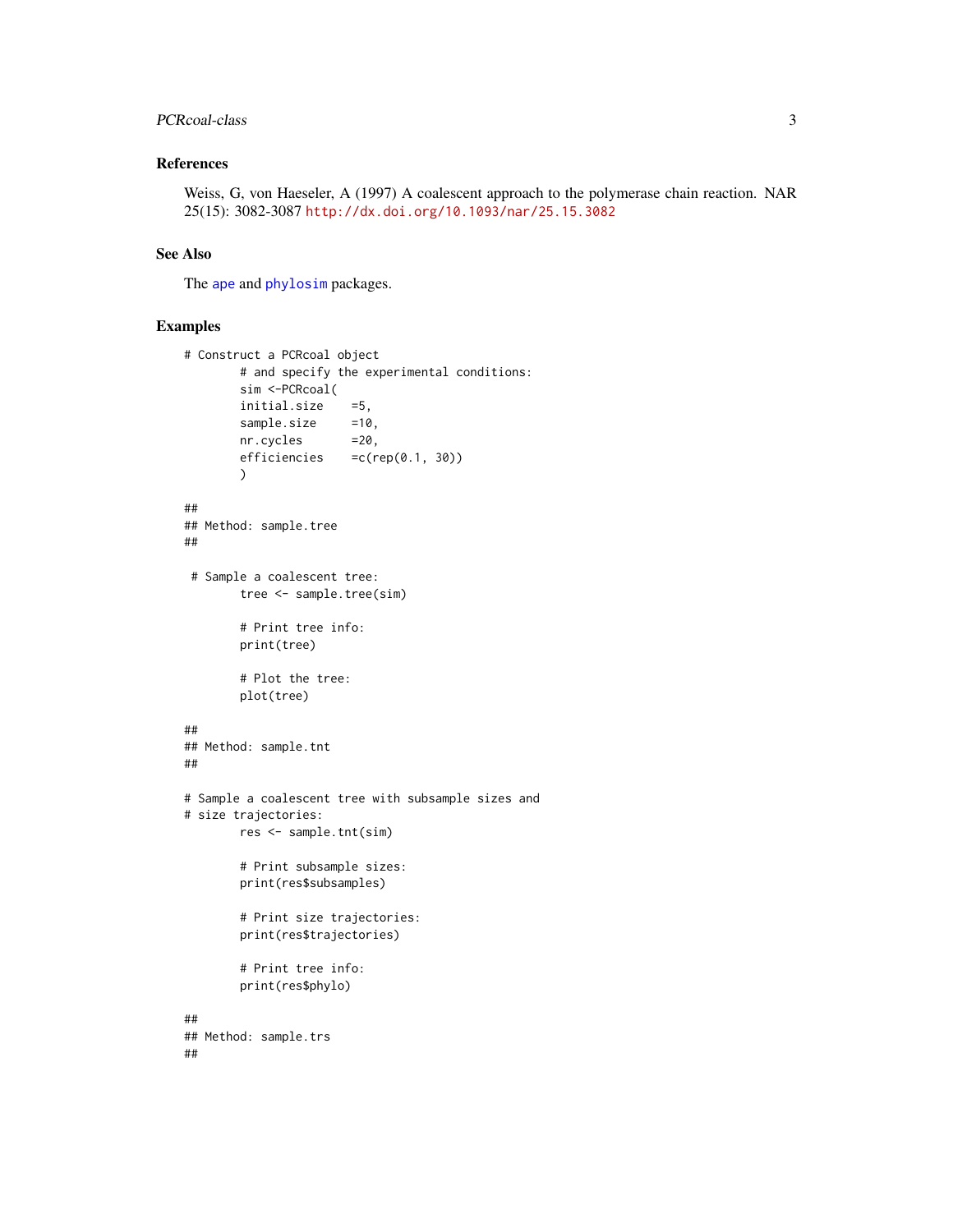### References

Weiss, G, von Haeseler, A (1997) A coalescent approach to the polymerase chain reaction. NAR 25(15): 3082-3087 http://dx.doi.org/10.1093/nar/25.15.3082

### See Also

The ape and phylosim packages.

### Examples

```
# Construct a PCRcoal object
        # and specify the experimental conditions:
        sim <-PCRcoal(
        initial.size    =5,
        sample.size     =10,
        nr.cycles       =20,
        efficiencies    =c(rep(0.1, 30))
        )

##
## Method: sample.tree
##

 # Sample a coalescent tree:
        tree <- sample.tree(sim)

        # Print tree info:
        print(tree)

        # Plot the tree:
        plot(tree)

##
## Method: sample.tnt
##

# Sample a coalescent tree with subsample sizes and
# size trajectories:
        res <- sample.tnt(sim)

        # Print subsample sizes:
        print(res$subsamples)

        # Print size trajectories:
        print(res$trajectories)

        # Print tree info:
        print(res$phylo)

##
## Method: sample.trs
##
```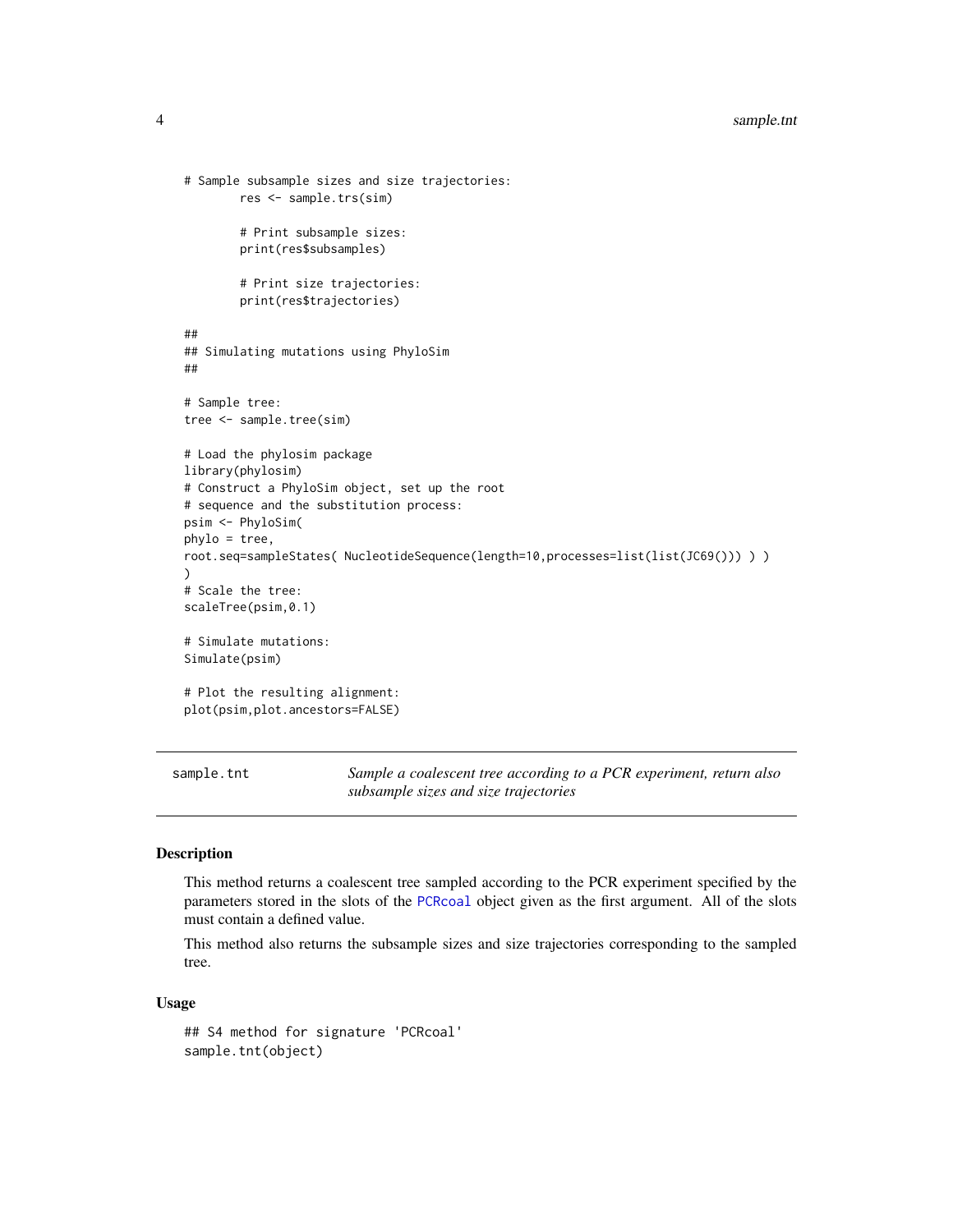```
# Sample subsample sizes and size trajectories:
        res <- sample.trs(sim)

        # Print subsample sizes:
        print(res$subsamples)

        # Print size trajectories:
        print(res$trajectories)

##
## Simulating mutations using PhyloSim
##

# Sample tree:
tree <- sample.tree(sim)

# Load the phylosim package
library(phylosim)
# Construct a PhyloSim object, set up the root
# sequence and the substitution process:
psim <- PhyloSim(
phylo = tree,
root.seq=sampleStates( NucleotideSequence(length=10,processes=list(list(JC69())) ) )
)
# Scale the tree:
scaleTree(psim,0.1)

# Simulate mutations:
Simulate(psim)

# Plot the resulting alignment:
plot(psim,plot.ancestors=FALSE)
```

---

sample.tnt — *Sample a coalescent tree according to a PCR experiment, return also subsample sizes and size trajectories*

---

### Description

This method returns a coalescent tree sampled according to the PCR experiment specified by the parameters stored in the slots of the PCRcoal object given as the first argument. All of the slots must contain a defined value.

This method also returns the subsample sizes and size trajectories corresponding to the sampled tree.

### Usage

```
## S4 method for signature 'PCRcoal'
sample.tnt(object)
```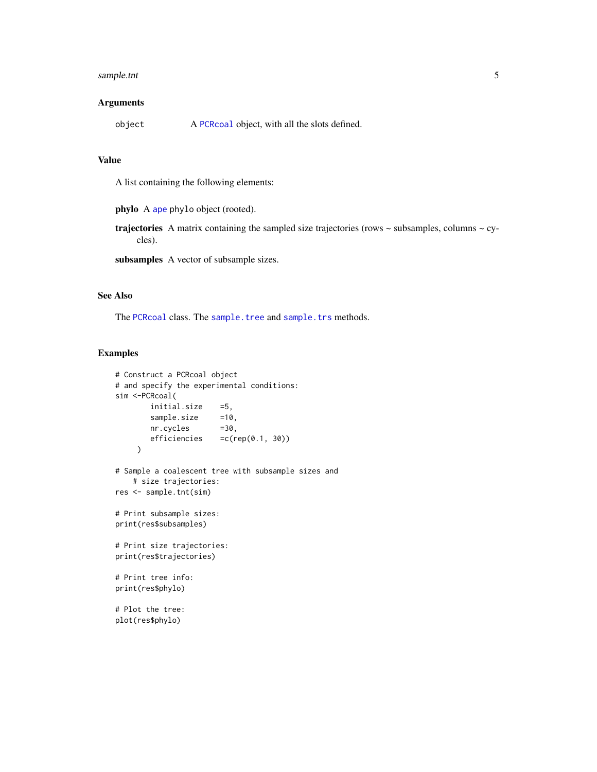## Arguments

object A PCRcoal object, with all the slots defined.

## Value

A list containing the following elements:

**phylo** A ape phylo object (rooted).

**trajectories** A matrix containing the sampled size trajectories (rows ~ subsamples, columns ~ cycles).

**subsamples** A vector of subsample sizes.

## See Also

The PCRcoal class. The sample.tree and sample.trs methods.

## Examples

```
# Construct a PCRcoal object
# and specify the experimental conditions:
sim <-PCRcoal(
        initial.size    =5,
        sample.size     =10,
        nr.cycles       =30,
        efficiencies    =c(rep(0.1, 30))
     )

# Sample a coalescent tree with subsample sizes and
    # size trajectories:
res <- sample.tnt(sim)

# Print subsample sizes:
print(res$subsamples)

# Print size trajectories:
print(res$trajectories)

# Print tree info:
print(res$phylo)

# Plot the tree:
plot(res$phylo)
```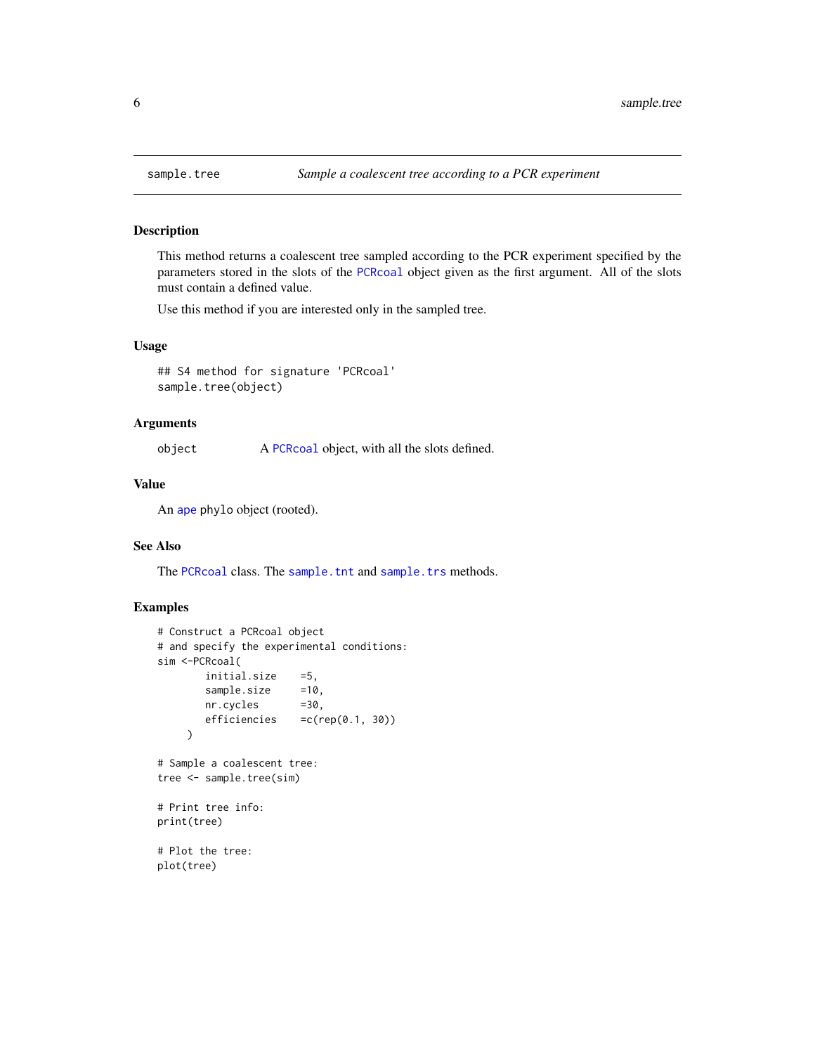`sample.tree` — *Sample a coalescent tree according to a PCR experiment*

## Description

This method returns a coalescent tree sampled according to the PCR experiment specified by the parameters stored in the slots of the `PCRcoal` object given as the first argument. All of the slots must contain a defined value.

Use this method if you are interested only in the sampled tree.

## Usage

```
## S4 method for signature 'PCRcoal'
sample.tree(object)
```

## Arguments

| | |
|---|---|
| `object` | A `PCRcoal` object, with all the slots defined. |

## Value

An `ape` `phylo` object (rooted).

## See Also

The `PCRcoal` class. The `sample.tnt` and `sample.trs` methods.

## Examples

```
# Construct a PCRcoal object
# and specify the experimental conditions:
sim <-PCRcoal(
        initial.size    =5,
        sample.size     =10,
        nr.cycles       =30,
        efficiencies    =c(rep(0.1, 30))
     )

# Sample a coalescent tree:
tree <- sample.tree(sim)

# Print tree info:
print(tree)

# Plot the tree:
plot(tree)
```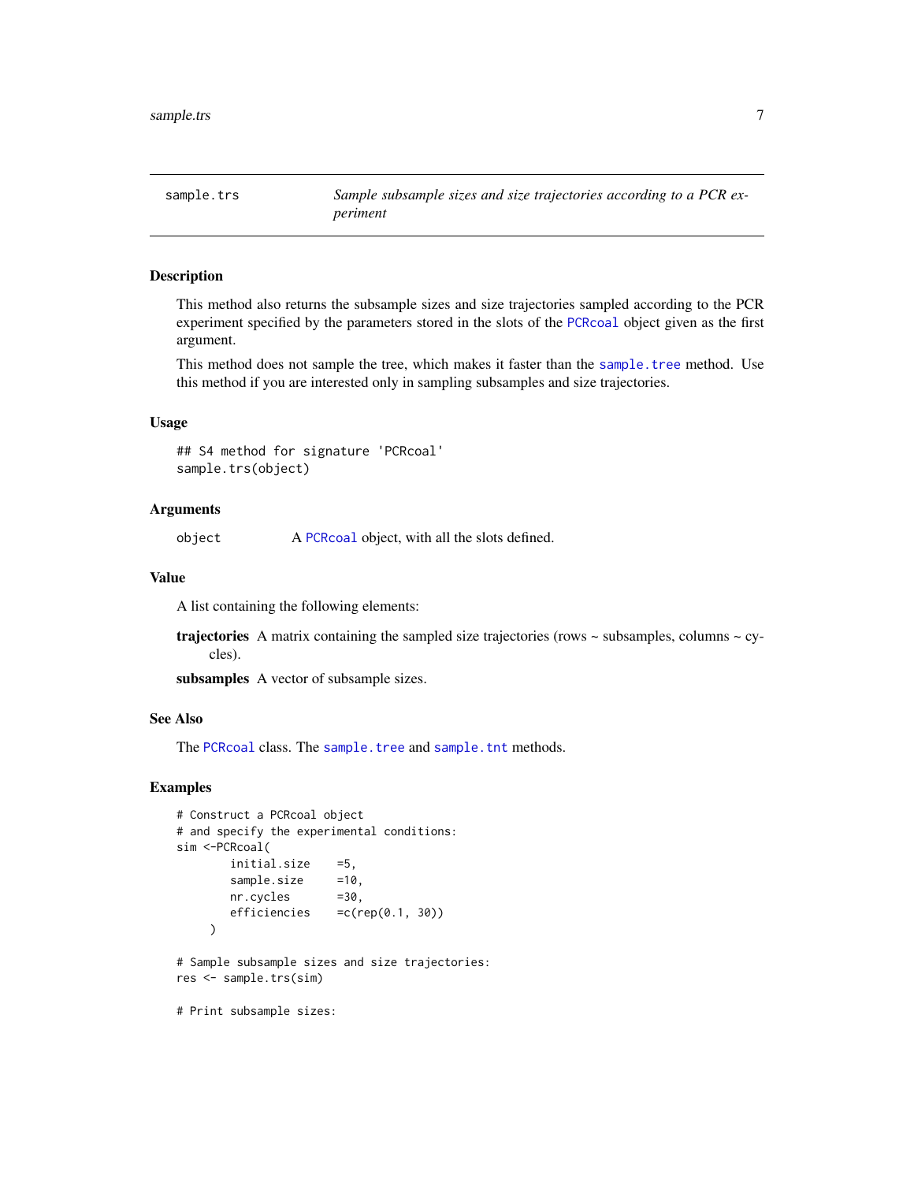## sample.trs — *Sample subsample sizes and size trajectories according to a PCR experiment*

### Description

This method also returns the subsample sizes and size trajectories sampled according to the PCR experiment specified by the parameters stored in the slots of the `PCRcoal` object given as the first argument.

This method does not sample the tree, which makes it faster than the `sample.tree` method. Use this method if you are interested only in sampling subsamples and size trajectories.

### Usage

```
## S4 method for signature 'PCRcoal'
sample.trs(object)
```

### Arguments

`object` A `PCRcoal` object, with all the slots defined.

### Value

A list containing the following elements:

**trajectories** A matrix containing the sampled size trajectories (rows ~ subsamples, columns ~ cycles).

**subsamples** A vector of subsample sizes.

### See Also

The `PCRcoal` class. The `sample.tree` and `sample.tnt` methods.

### Examples

```
# Construct a PCRcoal object
# and specify the experimental conditions:
sim <-PCRcoal(
        initial.size    =5,
        sample.size     =10,
        nr.cycles       =30,
        efficiencies    =c(rep(0.1, 30))
     )

# Sample subsample sizes and size trajectories:
res <- sample.trs(sim)

# Print subsample sizes:
```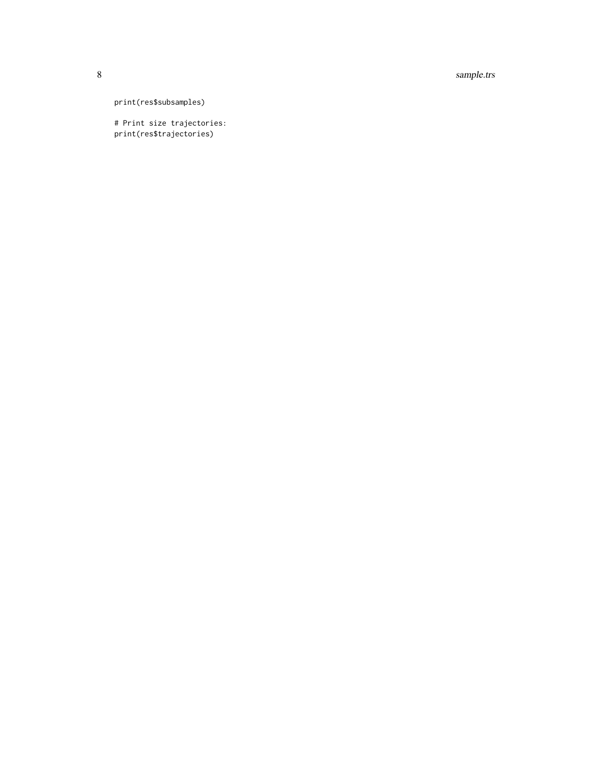```
print(res$subsamples)

# Print size trajectories:
print(res$trajectories)
```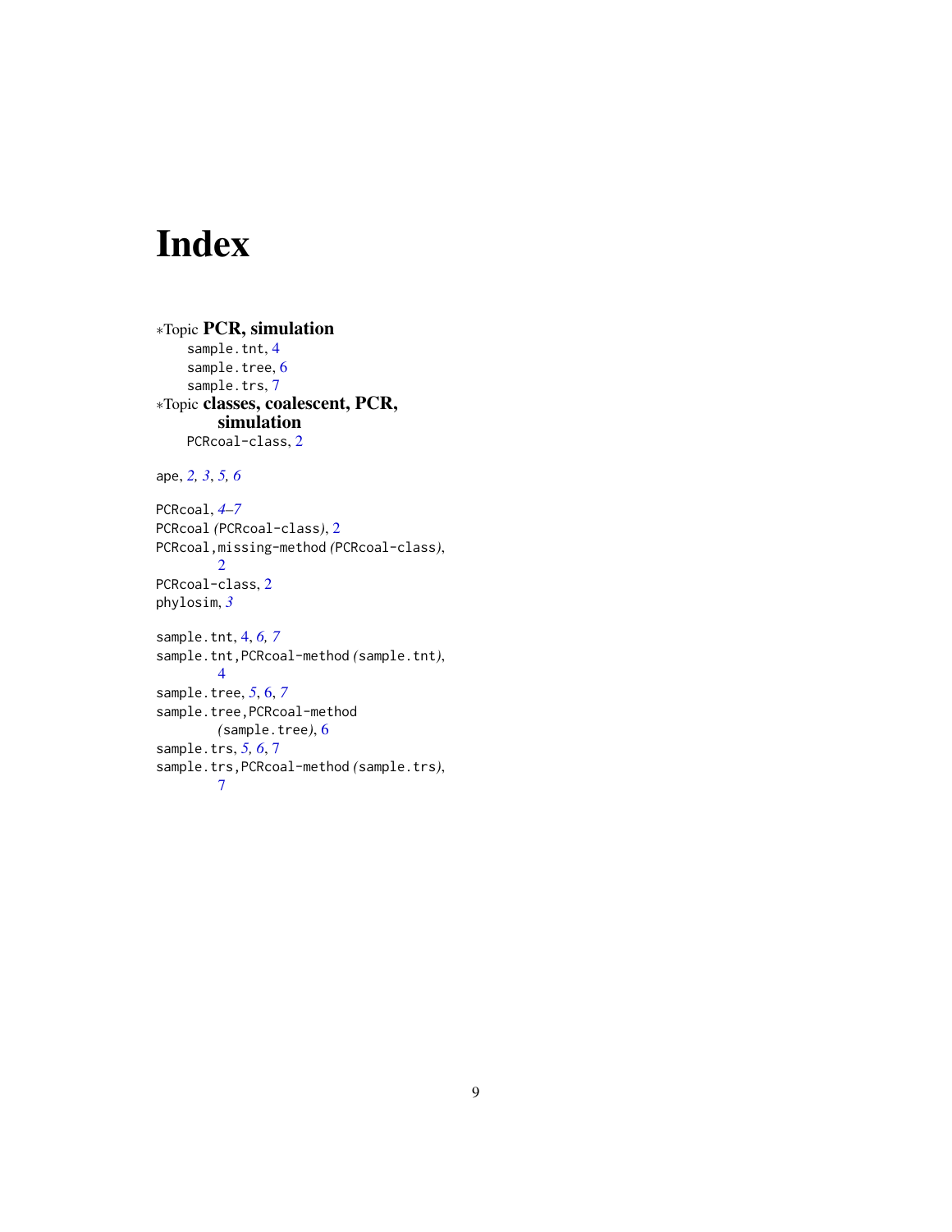# Index

∗Topic **PCR, simulation**
    sample.tnt, 4
    sample.tree, 6
    sample.trs, 7
∗Topic **classes, coalescent, PCR, simulation**
    PCRcoal-class, 2

ape, *2, 3*, *5, 6*

PCRcoal, *4–7*
PCRcoal *(*PCRcoal-class*)*, 2
PCRcoal,missing-method *(*PCRcoal-class*)*, 2
PCRcoal-class, 2
phylosim, *3*

sample.tnt, 4, *6, 7*
sample.tnt,PCRcoal-method *(*sample.tnt*)*, 4
sample.tree, *5*, 6, *7*
sample.tree,PCRcoal-method *(*sample.tree*)*, 6
sample.trs, *5, 6*, 7
sample.trs,PCRcoal-method *(*sample.trs*)*, 7